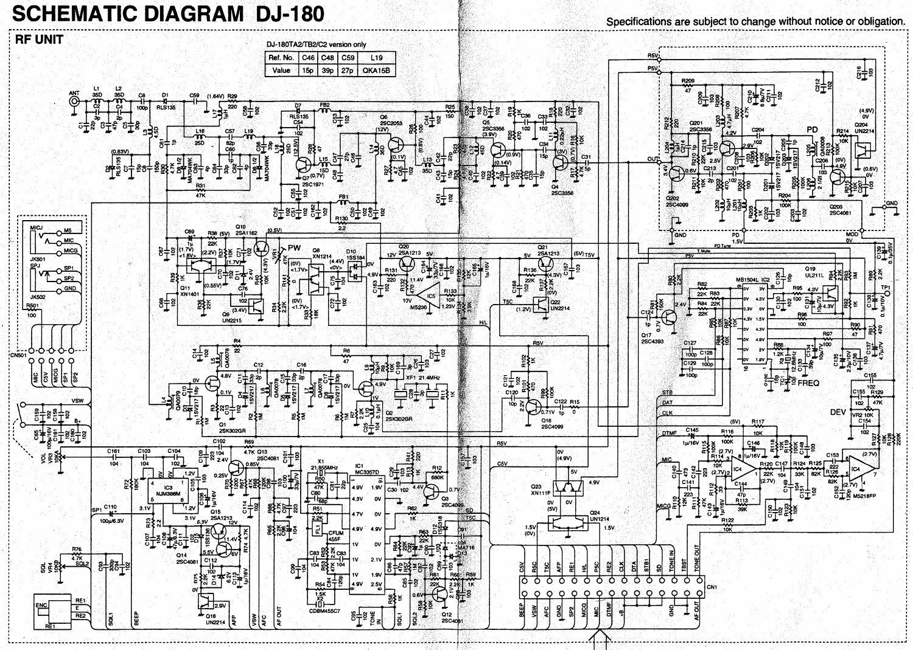# SCHEMATIC DIAGRAM DJ-180

Specifications are subject to change without notice or obligation.

## RF UNIT

DJ-180TA2/TB2/C2 version only

| Ref. No. | C46 | C48 | C59 | L19 |
|---|---|---|---|---|
| Value | 15p | 39p | 27p | QKA15B |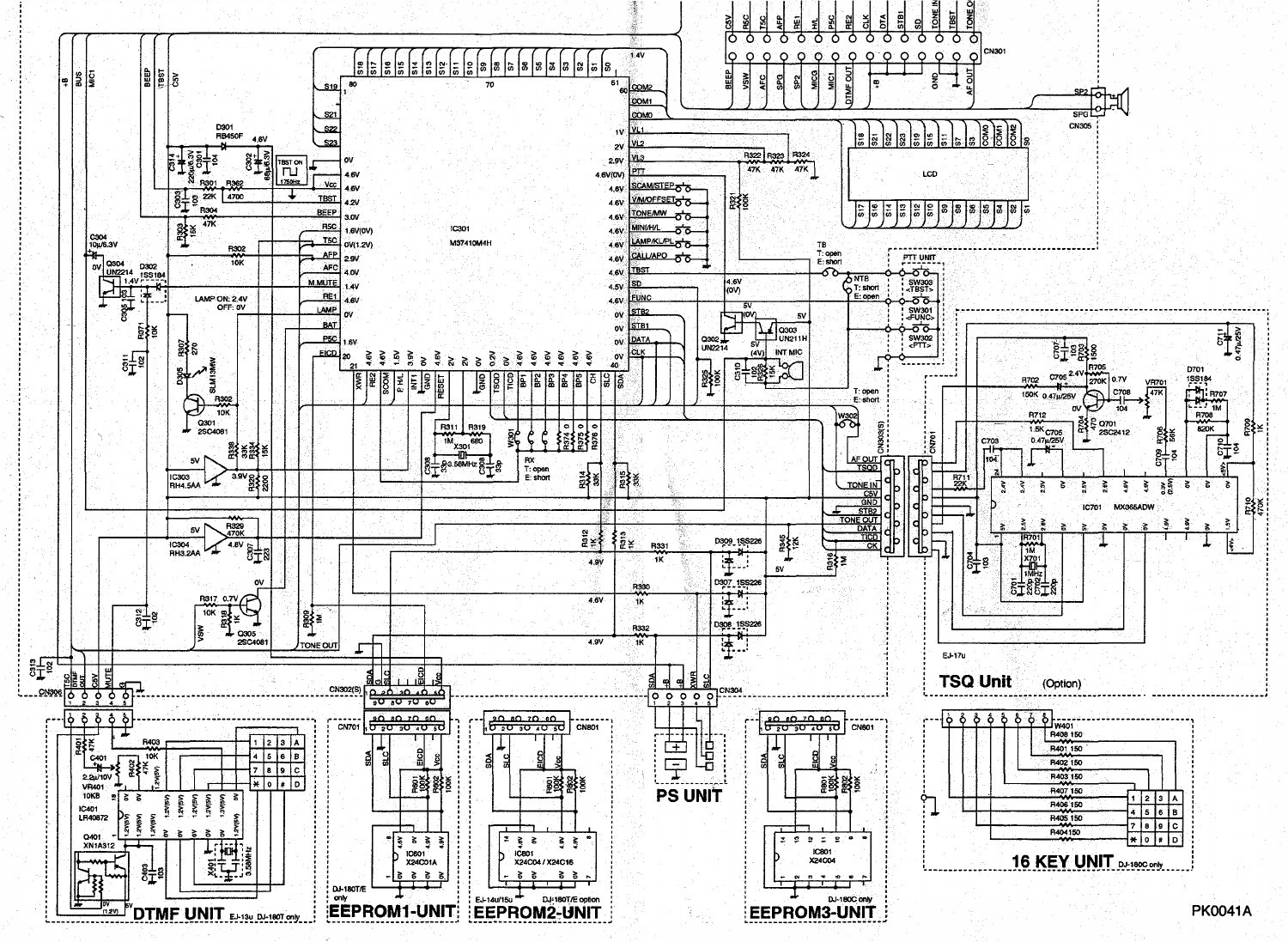TSQ Unit (Option)

EJ-17u

DTMF UNIT EJ-13u DJ-180T only

EEPROM1-UNIT DJ-180T/E only

EEPROM2-UNIT EJ-14u/15u DJ-180T/E option

PS UNIT

EEPROM3-UNIT DJ-180C only

16 KEY UNIT DJ-180C only

PK0041A